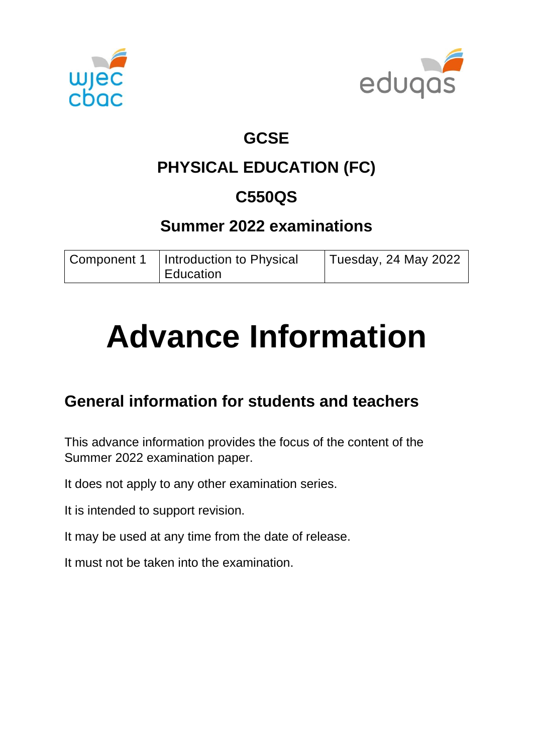# GCSE

# PHYSICAL EDUCATION (FC)

# C550QS

## Summer 2022 examinations

| Component 1 | Introduction to Physical Education | Tuesday, 24 May 2022 |
|---|---|---|

# Advance Information

## General information for students and teachers

This advance information provides the focus of the content of the Summer 2022 examination paper.

It does not apply to any other examination series.

It is intended to support revision.

It may be used at any time from the date of release.

It must not be taken into the examination.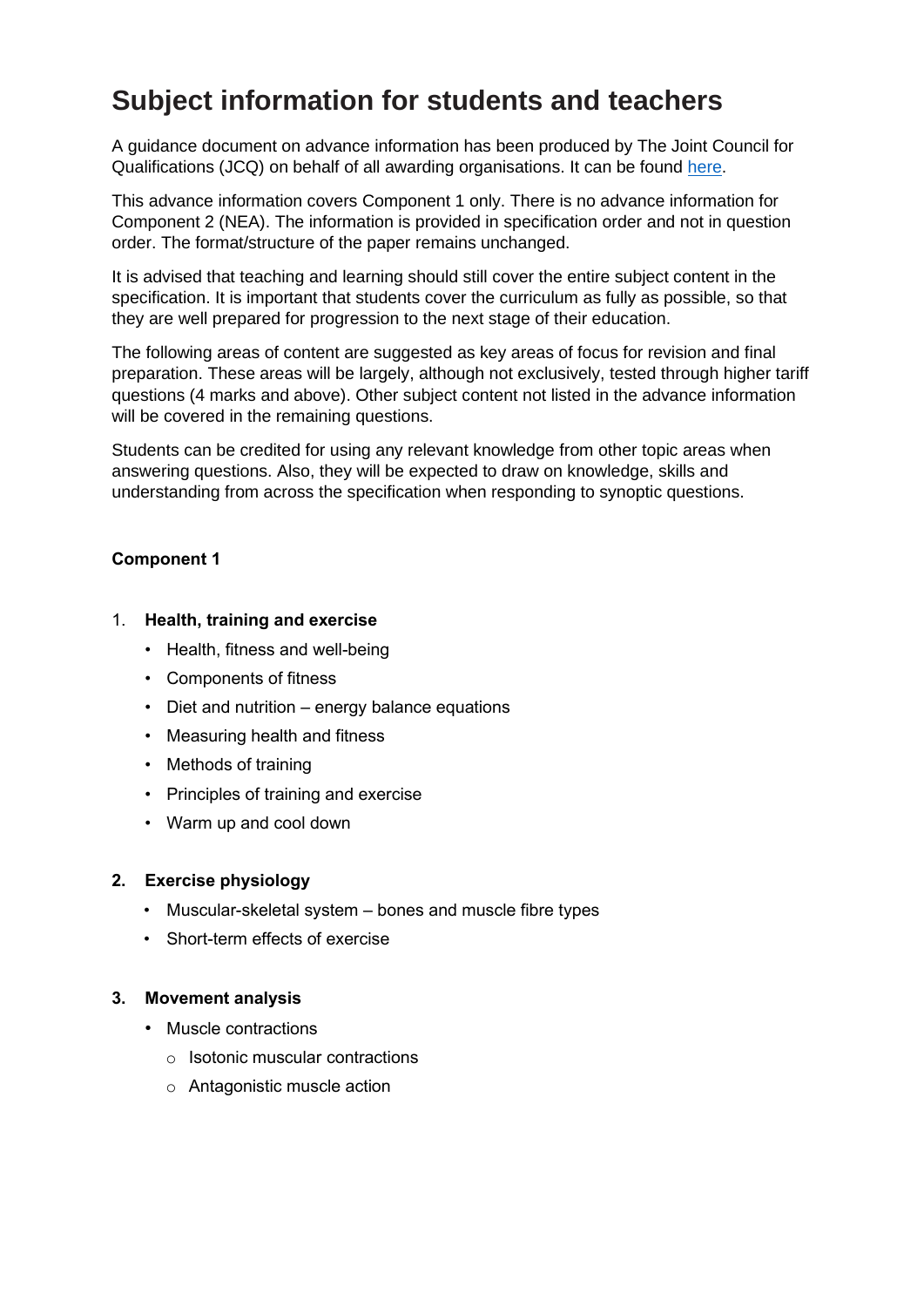# Subject information for students and teachers

A guidance document on advance information has been produced by The Joint Council for Qualifications (JCQ) on behalf of all awarding organisations. It can be found [here](#).

This advance information covers Component 1 only. There is no advance information for Component 2 (NEA). The information is provided in specification order and not in question order. The format/structure of the paper remains unchanged.

It is advised that teaching and learning should still cover the entire subject content in the specification. It is important that students cover the curriculum as fully as possible, so that they are well prepared for progression to the next stage of their education.

The following areas of content are suggested as key areas of focus for revision and final preparation. These areas will be largely, although not exclusively, tested through higher tariff questions (4 marks and above). Other subject content not listed in the advance information will be covered in the remaining questions.

Students can be credited for using any relevant knowledge from other topic areas when answering questions. Also, they will be expected to draw on knowledge, skills and understanding from across the specification when responding to synoptic questions.

**Component 1**

1. **Health, training and exercise**
    - Health, fitness and well-being
    - Components of fitness
    - Diet and nutrition – energy balance equations
    - Measuring health and fitness
    - Methods of training
    - Principles of training and exercise
    - Warm up and cool down

2. **Exercise physiology**
    - Muscular-skeletal system – bones and muscle fibre types
    - Short-term effects of exercise

3. **Movement analysis**
    - Muscle contractions
        - Isotonic muscular contractions
        - Antagonistic muscle action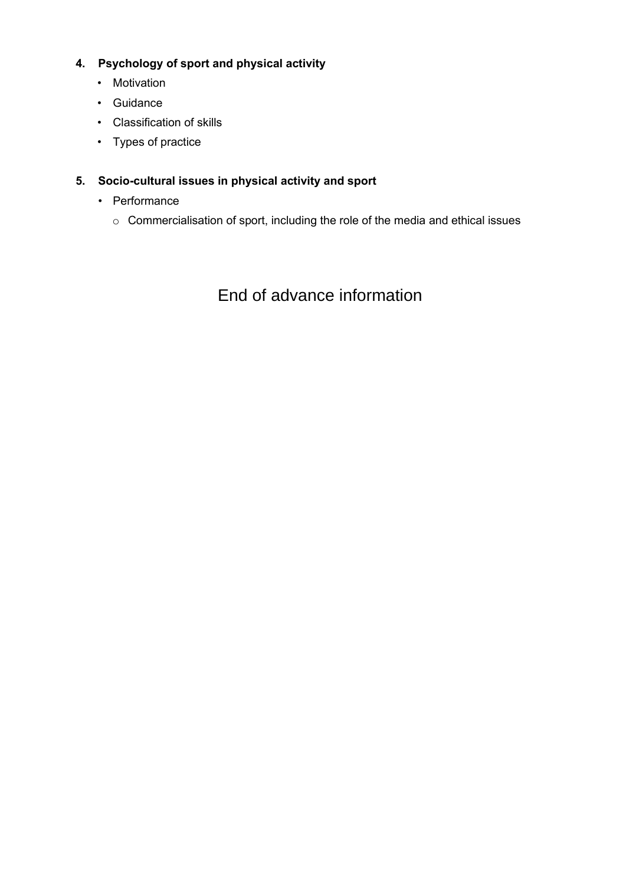**4. Psychology of sport and physical activity**

- Motivation
- Guidance
- Classification of skills
- Types of practice

**5. Socio-cultural issues in physical activity and sport**

- Performance
    - Commercialisation of sport, including the role of the media and ethical issues

End of advance information